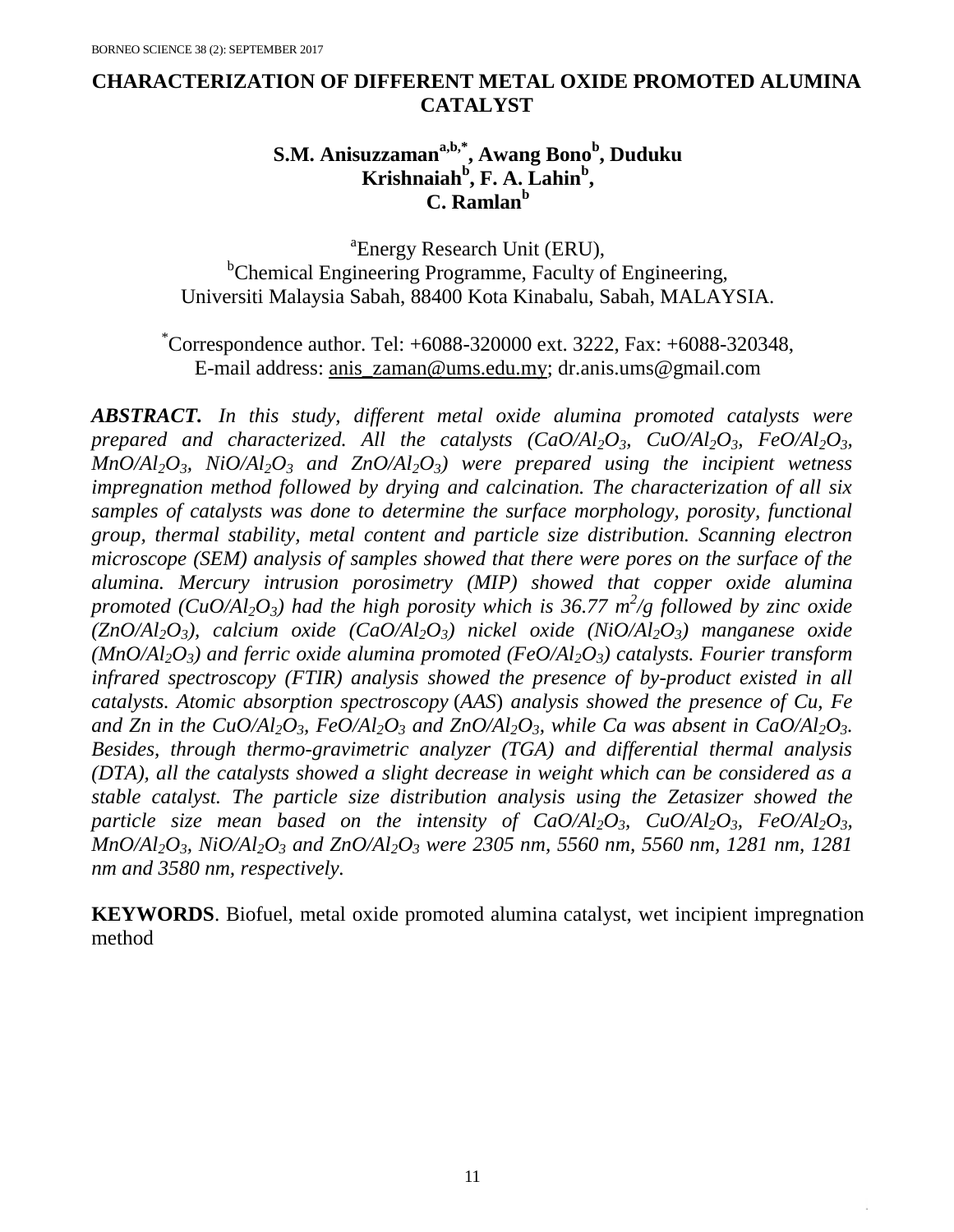# CHARACTERIZATION OF DIFFERENT METAL OXIDE PROMOTED ALUMINA CATALYST

**S.M. Anisuzzaman[a,b,*], Awang Bono[b], Duduku Krishnaiah[b], F. A. Lahin[b], C. Ramlan[b]**

[a]Energy Research Unit (ERU),
[b]Chemical Engineering Programme, Faculty of Engineering,
Universiti Malaysia Sabah, 88400 Kota Kinabalu, Sabah, MALAYSIA.

[*]Correspondence author. Tel: +6088-320000 ext. 3222, Fax: +6088-320348,
E-mail address: anis_zaman@ums.edu.my; dr.anis.ums@gmail.com

***ABSTRACT.*** *In this study, different metal oxide alumina promoted catalysts were prepared and characterized. All the catalysts ($CaO/Al_2O_3$, $CuO/Al_2O_3$, $FeO/Al_2O_3$, $MnO/Al_2O_3$, $NiO/Al_2O_3$ and $ZnO/Al_2O_3$) were prepared using the incipient wetness impregnation method followed by drying and calcination. The characterization of all six samples of catalysts was done to determine the surface morphology, porosity, functional group, thermal stability, metal content and particle size distribution. Scanning electron microscope (SEM) analysis of samples showed that there were pores on the surface of the alumina. Mercury intrusion porosimetry (MIP) showed that copper oxide alumina promoted ($CuO/Al_2O_3$) had the high porosity which is 36.77 $m^2/g$ followed by zinc oxide ($ZnO/Al_2O_3$), calcium oxide ($CaO/Al_2O_3$) nickel oxide ($NiO/Al_2O_3$) manganese oxide ($MnO/Al_2O_3$) and ferric oxide alumina promoted ($FeO/Al_2O_3$) catalysts. Fourier transform infrared spectroscopy (FTIR) analysis showed the presence of by-product existed in all catalysts. Atomic absorption spectroscopy (AAS) analysis showed the presence of Cu, Fe and Zn in the $CuO/Al_2O_3$, $FeO/Al_2O_3$ and $ZnO/Al_2O_3$, while Ca was absent in $CaO/Al_2O_3$. Besides, through thermo-gravimetric analyzer (TGA) and differential thermal analysis (DTA), all the catalysts showed a slight decrease in weight which can be considered as a stable catalyst. The particle size distribution analysis using the Zetasizer showed the particle size mean based on the intensity of $CaO/Al_2O_3$, $CuO/Al_2O_3$, $FeO/Al_2O_3$, $MnO/Al_2O_3$, $NiO/Al_2O_3$ and $ZnO/Al_2O_3$ were 2305 nm, 5560 nm, 5560 nm, 1281 nm, 1281 nm and 3580 nm, respectively.*

**KEYWORDS**. Biofuel, metal oxide promoted alumina catalyst, wet incipient impregnation method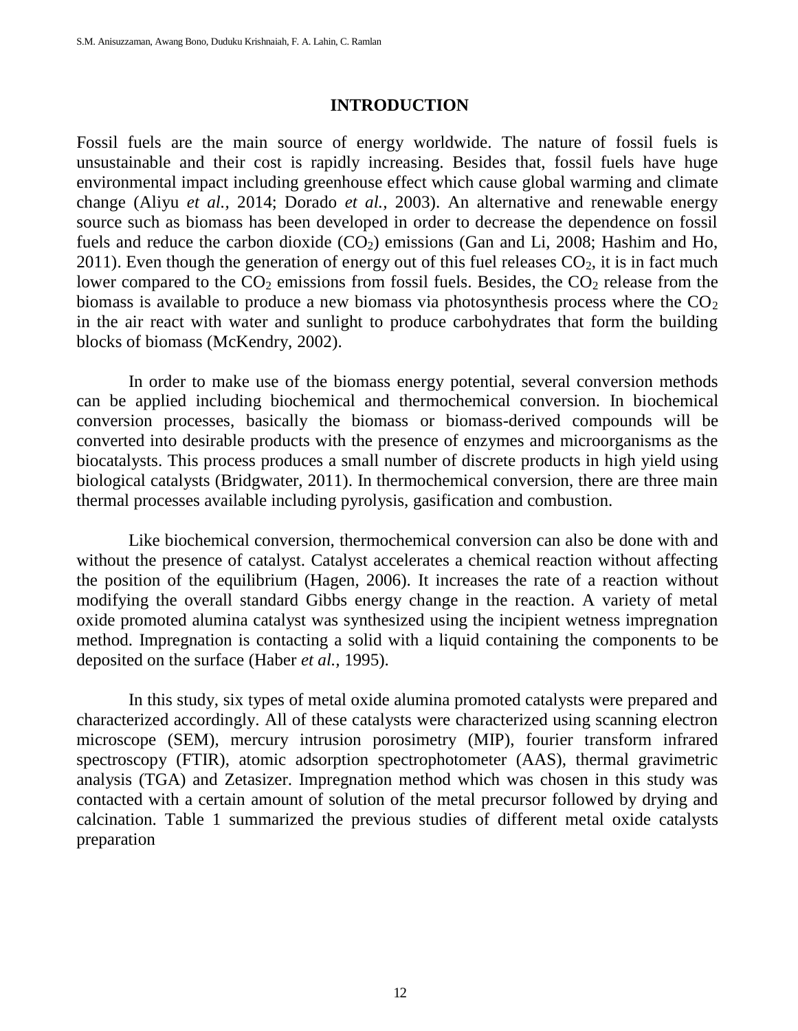## INTRODUCTION

Fossil fuels are the main source of energy worldwide. The nature of fossil fuels is unsustainable and their cost is rapidly increasing. Besides that, fossil fuels have huge environmental impact including greenhouse effect which cause global warming and climate change (Aliyu *et al.,* 2014; Dorado *et al.*, 2003). An alternative and renewable energy source such as biomass has been developed in order to decrease the dependence on fossil fuels and reduce the carbon dioxide ($CO_2$) emissions (Gan and Li, 2008; Hashim and Ho, 2011). Even though the generation of energy out of this fuel releases $CO_2$, it is in fact much lower compared to the $CO_2$ emissions from fossil fuels. Besides, the $CO_2$ release from the biomass is available to produce a new biomass via photosynthesis process where the $CO_2$ in the air react with water and sunlight to produce carbohydrates that form the building blocks of biomass (McKendry, 2002).

In order to make use of the biomass energy potential, several conversion methods can be applied including biochemical and thermochemical conversion. In biochemical conversion processes, basically the biomass or biomass-derived compounds will be converted into desirable products with the presence of enzymes and microorganisms as the biocatalysts. This process produces a small number of discrete products in high yield using biological catalysts (Bridgwater, 2011). In thermochemical conversion, there are three main thermal processes available including pyrolysis, gasification and combustion.

Like biochemical conversion, thermochemical conversion can also be done with and without the presence of catalyst. Catalyst accelerates a chemical reaction without affecting the position of the equilibrium (Hagen, 2006). It increases the rate of a reaction without modifying the overall standard Gibbs energy change in the reaction. A variety of metal oxide promoted alumina catalyst was synthesized using the incipient wetness impregnation method. Impregnation is contacting a solid with a liquid containing the components to be deposited on the surface (Haber *et al.*, 1995).

In this study, six types of metal oxide alumina promoted catalysts were prepared and characterized accordingly. All of these catalysts were characterized using scanning electron microscope (SEM), mercury intrusion porosimetry (MIP), fourier transform infrared spectroscopy (FTIR), atomic adsorption spectrophotometer (AAS), thermal gravimetric analysis (TGA) and Zetasizer. Impregnation method which was chosen in this study was contacted with a certain amount of solution of the metal precursor followed by drying and calcination. Table 1 summarized the previous studies of different metal oxide catalysts preparation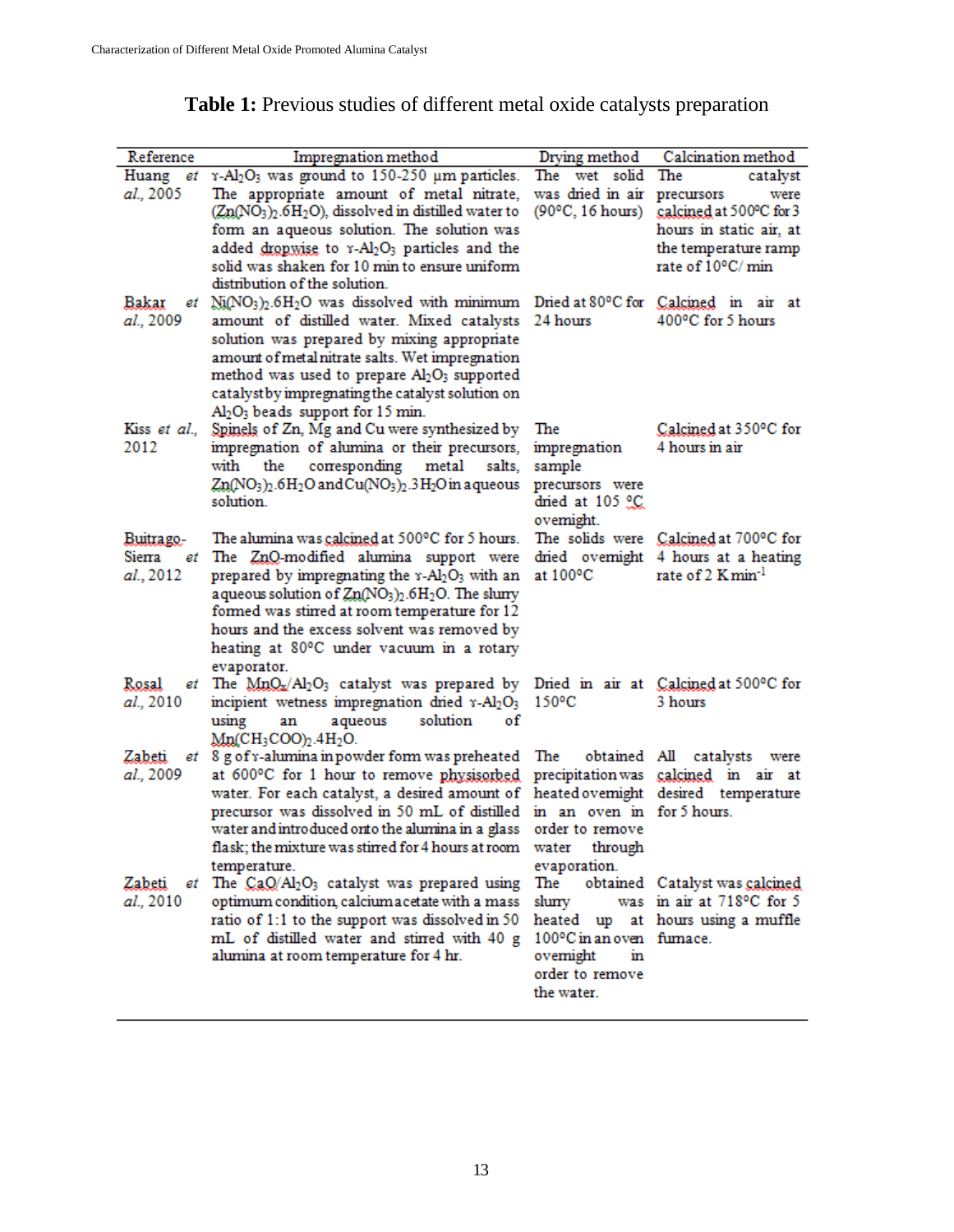**Table 1:** Previous studies of different metal oxide catalysts preparation

| Reference | Impregnation method | Drying method | Calcination method |
|---|---|---|---|
| Huang *et al.*, 2005 | ɤ-$Al_2O_3$ was ground to 150-250 µm particles. The appropriate amount of metal nitrate, ($Zn(NO_3)_2.6H_2O$), dissolved in distilled water to form an aqueous solution. The solution was added dropwise to ɤ-$Al_2O_3$ particles and the solid was shaken for 10 min to ensure uniform distribution of the solution. | The wet solid was dried in air (90°C, 16 hours) | The catalyst precursors were calcined at 500°C for 3 hours in static air, at the temperature ramp rate of 10°C/ min |
| Bakar *et al.*, 2009 | $Ni(NO_3)_2.6H_2O$ was dissolved with minimum amount of distilled water. Mixed catalysts solution was prepared by mixing appropriate amount of metal nitrate salts. Wet impregnation method was used to prepare $Al_2O_3$ supported catalyst by impregnating the catalyst solution on $Al_2O_3$ beads support for 15 min. | Dried at 80°C for 24 hours | Calcined in air at 400°C for 5 hours |
| Kiss *et al.*, 2012 | Spinels of Zn, Mg and Cu were synthesized by impregnation of alumina or their precursors, with the corresponding metal salts, $Zn(NO_3)_2.6H_2O$ and $Cu(NO_3)_2.3H_2O$ in aqueous solution. | The impregnation sample precursors were dried at 105 °C overnight. | Calcined at 350°C for 4 hours in air |
| Buitrago-Sierra *et al.*, 2012 | The alumina was calcined at 500°C for 5 hours. The ZnO-modified alumina support were prepared by impregnating the ɤ-$Al_2O_3$ with an aqueous solution of $Zn(NO_3)_2.6H_2O$. The slurry formed was stirred at room temperature for 12 hours and the excess solvent was removed by heating at 80°C under vacuum in a rotary evaporator. | The solids were dried overnight at 100°C | Calcined at 700°C for 4 hours at a heating rate of 2 K $min^{-1}$ |
| Rosal *et al.*, 2010 | The $MnO_x/Al_2O_3$ catalyst was prepared by incipient wetness impregnation dried ɤ-$Al_2O_3$ using an aqueous solution of $Mn(CH_3COO)_2.4H_2O$. | Dried in air at 150°C | Calcined at 500°C for 3 hours |
| Zabeti *et al.*, 2009 | 8 g of ɤ-alumina in powder form was preheated at 600°C for 1 hour to remove physisorbed water. For each catalyst, a desired amount of precursor was dissolved in 50 mL of distilled water and introduced onto the alumina in a glass flask; the mixture was stirred for 4 hours at room temperature. | The obtained precipitation was heated overnight in an oven in order to remove water through evaporation. | All catalysts were calcined in air at desired temperature for 5 hours. |
| Zabeti *et al.*, 2010 | The $CaO/Al_2O_3$ catalyst was prepared using optimum condition, calcium acetate with a mass ratio of 1:1 to the support was dissolved in 50 mL of distilled water and stirred with 40 g alumina at room temperature for 4 hr. | The obtained slurry was heated up at 100°C in an oven overnight in order to remove the water. | Catalyst was calcined in air at 718°C for 5 hours using a muffle furnace. |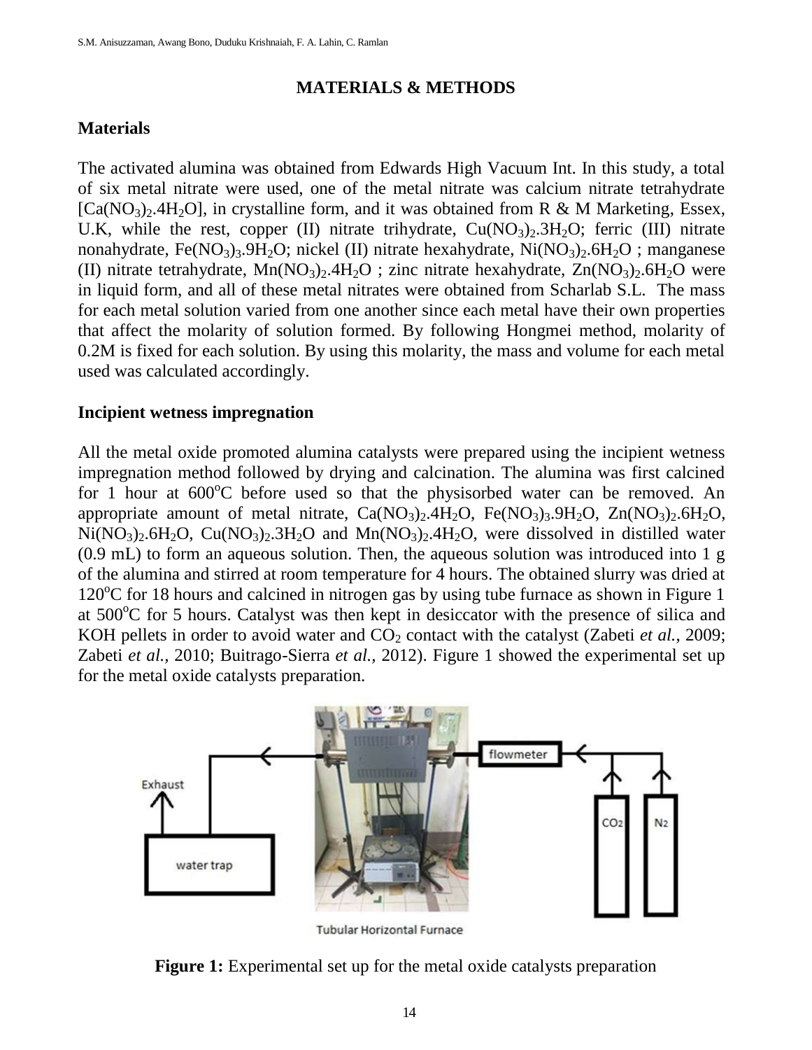## MATERIALS & METHODS

### Materials

The activated alumina was obtained from Edwards High Vacuum Int. In this study, a total of six metal nitrate were used, one of the metal nitrate was calcium nitrate tetrahydrate [$Ca(NO_3)_2.4H_2O$], in crystalline form, and it was obtained from R & M Marketing, Essex, U.K, while the rest, copper (II) nitrate trihydrate, $Cu(NO_3)_2.3H_2O$; ferric (III) nitrate nonahydrate, $Fe(NO_3)_3.9H_2O$; nickel (II) nitrate hexahydrate, $Ni(NO_3)_2.6H_2O$ ; manganese (II) nitrate tetrahydrate, $Mn(NO_3)_2.4H_2O$ ; zinc nitrate hexahydrate, $Zn(NO_3)_2.6H_2O$ were in liquid form, and all of these metal nitrates were obtained from Scharlab S.L. The mass for each metal solution varied from one another since each metal have their own properties that affect the molarity of solution formed. By following Hongmei method, molarity of 0.2M is fixed for each solution. By using this molarity, the mass and volume for each metal used was calculated accordingly.

### Incipient wetness impregnation

All the metal oxide promoted alumina catalysts were prepared using the incipient wetness impregnation method followed by drying and calcination. The alumina was first calcined for 1 hour at 600$^o$C before used so that the physisorbed water can be removed. An appropriate amount of metal nitrate, $Ca(NO_3)_2.4H_2O$, $Fe(NO_3)_3.9H_2O$, $Zn(NO_3)_2.6H_2O$, $Ni(NO_3)_2.6H_2O$, $Cu(NO_3)_2.3H_2O$ and $Mn(NO_3)_2.4H_2O$, were dissolved in distilled water (0.9 mL) to form an aqueous solution. Then, the aqueous solution was introduced into 1 g of the alumina and stirred at room temperature for 4 hours. The obtained slurry was dried at 120$^o$C for 18 hours and calcined in nitrogen gas by using tube furnace as shown in Figure 1 at 500$^o$C for 5 hours. Catalyst was then kept in desiccator with the presence of silica and KOH pellets in order to avoid water and $CO_2$ contact with the catalyst (Zabeti *et al.*, 2009; Zabeti *et al.*, 2010; Buitrago-Sierra *et al.*, 2012). Figure 1 showed the experimental set up for the metal oxide catalysts preparation.

**Figure 1:** Experimental set up for the metal oxide catalysts preparation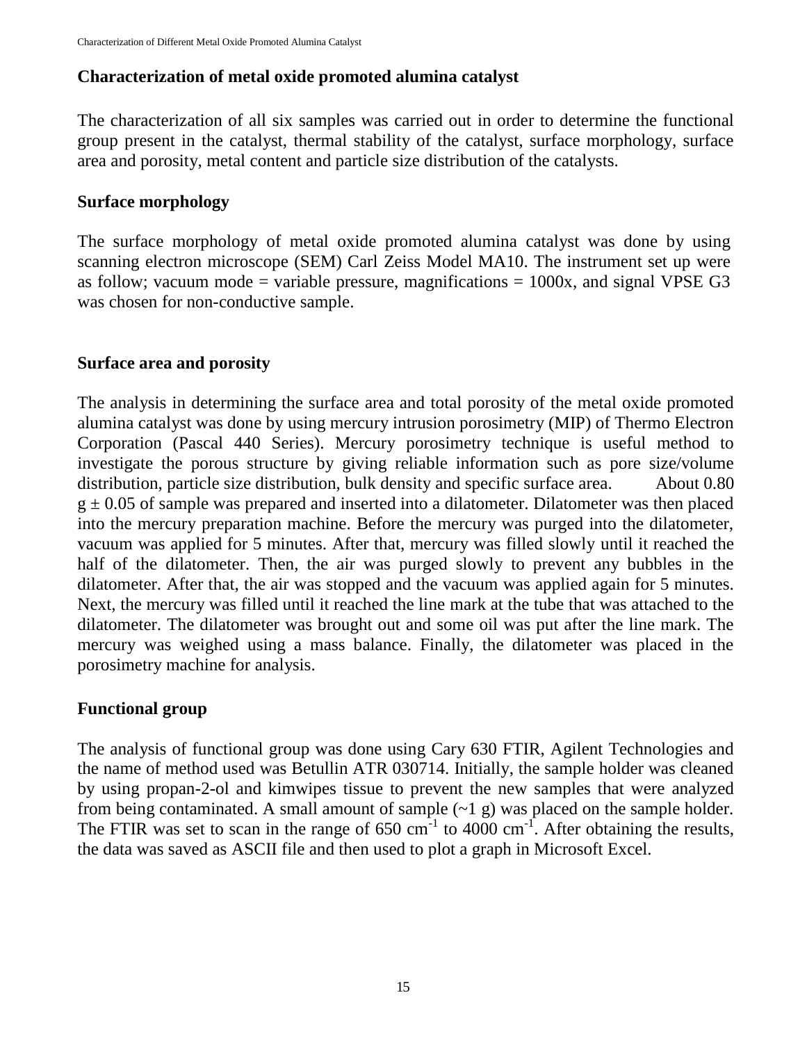## Characterization of metal oxide promoted alumina catalyst

The characterization of all six samples was carried out in order to determine the functional group present in the catalyst, thermal stability of the catalyst, surface morphology, surface area and porosity, metal content and particle size distribution of the catalysts.

### Surface morphology

The surface morphology of metal oxide promoted alumina catalyst was done by using scanning electron microscope (SEM) Carl Zeiss Model MA10. The instrument set up were as follow; vacuum mode = variable pressure, magnifications = 1000x, and signal VPSE G3 was chosen for non-conductive sample.

### Surface area and porosity

The analysis in determining the surface area and total porosity of the metal oxide promoted alumina catalyst was done by using mercury intrusion porosimetry (MIP) of Thermo Electron Corporation (Pascal 440 Series). Mercury porosimetry technique is useful method to investigate the porous structure by giving reliable information such as pore size/volume distribution, particle size distribution, bulk density and specific surface area. About 0.80 g ± 0.05 of sample was prepared and inserted into a dilatometer. Dilatometer was then placed into the mercury preparation machine. Before the mercury was purged into the dilatometer, vacuum was applied for 5 minutes. After that, mercury was filled slowly until it reached the half of the dilatometer. Then, the air was purged slowly to prevent any bubbles in the dilatometer. After that, the air was stopped and the vacuum was applied again for 5 minutes. Next, the mercury was filled until it reached the line mark at the tube that was attached to the dilatometer. The dilatometer was brought out and some oil was put after the line mark. The mercury was weighed using a mass balance. Finally, the dilatometer was placed in the porosimetry machine for analysis.

### Functional group

The analysis of functional group was done using Cary 630 FTIR, Agilent Technologies and the name of method used was Betullin ATR 030714. Initially, the sample holder was cleaned by using propan-2-ol and kimwipes tissue to prevent the new samples that were analyzed from being contaminated. A small amount of sample (~1 g) was placed on the sample holder. The FTIR was set to scan in the range of 650 $cm^{-1}$ to 4000 $cm^{-1}$. After obtaining the results, the data was saved as ASCII file and then used to plot a graph in Microsoft Excel.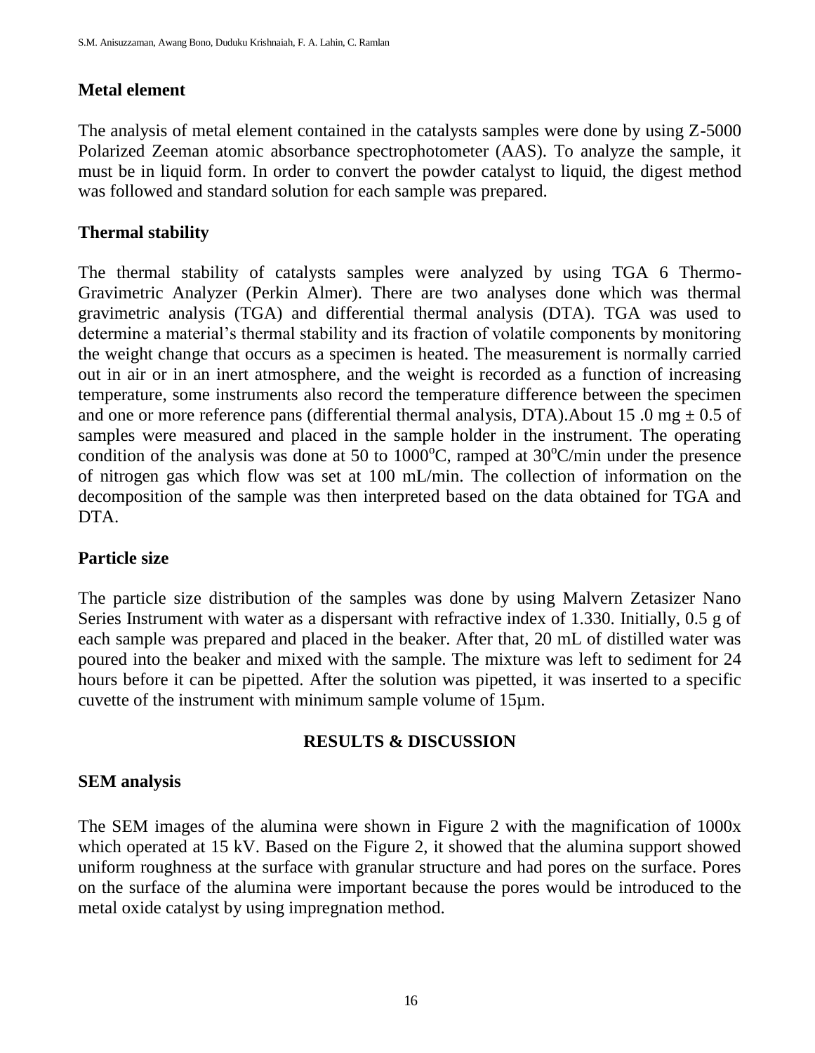### Metal element

The analysis of metal element contained in the catalysts samples were done by using Z-5000 Polarized Zeeman atomic absorbance spectrophotometer (AAS). To analyze the sample, it must be in liquid form. In order to convert the powder catalyst to liquid, the digest method was followed and standard solution for each sample was prepared.

### Thermal stability

The thermal stability of catalysts samples were analyzed by using TGA 6 Thermo-Gravimetric Analyzer (Perkin Almer). There are two analyses done which was thermal gravimetric analysis (TGA) and differential thermal analysis (DTA). TGA was used to determine a material's thermal stability and its fraction of volatile components by monitoring the weight change that occurs as a specimen is heated. The measurement is normally carried out in air or in an inert atmosphere, and the weight is recorded as a function of increasing temperature, some instruments also record the temperature difference between the specimen and one or more reference pans (differential thermal analysis, DTA).About 15 .0 mg ± 0.5 of samples were measured and placed in the sample holder in the instrument. The operating condition of the analysis was done at 50 to 1000$^{o}$C, ramped at 30$^{o}$C/min under the presence of nitrogen gas which flow was set at 100 mL/min. The collection of information on the decomposition of the sample was then interpreted based on the data obtained for TGA and DTA.

### Particle size

The particle size distribution of the samples was done by using Malvern Zetasizer Nano Series Instrument with water as a dispersant with refractive index of 1.330. Initially, 0.5 g of each sample was prepared and placed in the beaker. After that, 20 mL of distilled water was poured into the beaker and mixed with the sample. The mixture was left to sediment for 24 hours before it can be pipetted. After the solution was pipetted, it was inserted to a specific cuvette of the instrument with minimum sample volume of 15µm.

## RESULTS & DISCUSSION

### SEM analysis

The SEM images of the alumina were shown in Figure 2 with the magnification of 1000x which operated at 15 kV. Based on the Figure 2, it showed that the alumina support showed uniform roughness at the surface with granular structure and had pores on the surface. Pores on the surface of the alumina were important because the pores would be introduced to the metal oxide catalyst by using impregnation method.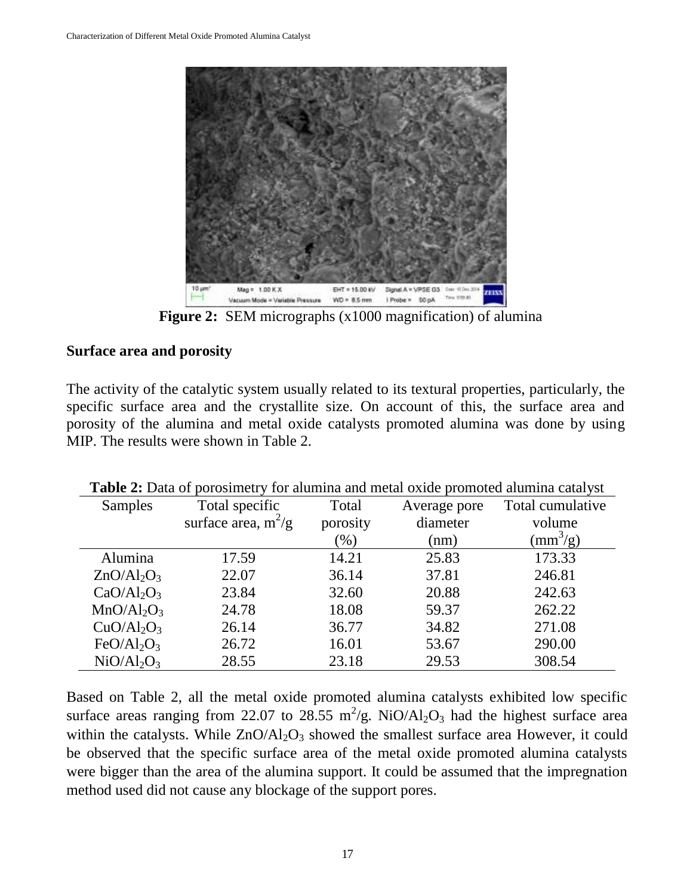**Figure 2:** SEM micrographs (x1000 magnification) of alumina

## Surface area and porosity

The activity of the catalytic system usually related to its textural properties, particularly, the specific surface area and the crystallite size. On account of this, the surface area and porosity of the alumina and metal oxide catalysts promoted alumina was done by using MIP. The results were shown in Table 2.

**Table 2:** Data of porosimetry for alumina and metal oxide promoted alumina catalyst

| Samples | Total specific surface area, $m^2/g$ | Total porosity (%) | Average pore diameter (nm) | Total cumulative volume ($mm^3/g$) |
|---|---|---|---|---|
| Alumina | 17.59 | 14.21 | 25.83 | 173.33 |
| $ZnO/Al_2O_3$ | 22.07 | 36.14 | 37.81 | 246.81 |
| $CaO/Al_2O_3$ | 23.84 | 32.60 | 20.88 | 242.63 |
| $MnO/Al_2O_3$ | 24.78 | 18.08 | 59.37 | 262.22 |
| $CuO/Al_2O_3$ | 26.14 | 36.77 | 34.82 | 271.08 |
| $FeO/Al_2O_3$ | 26.72 | 16.01 | 53.67 | 290.00 |
| $NiO/Al_2O_3$ | 28.55 | 23.18 | 29.53 | 308.54 |

Based on Table 2, all the metal oxide promoted alumina catalysts exhibited low specific surface areas ranging from 22.07 to 28.55 $m^2/g$. $NiO/Al_2O_3$ had the highest surface area within the catalysts. While $ZnO/Al_2O_3$ showed the smallest surface area However, it could be observed that the specific surface area of the metal oxide promoted alumina catalysts were bigger than the area of the alumina support. It could be assumed that the impregnation method used did not cause any blockage of the support pores.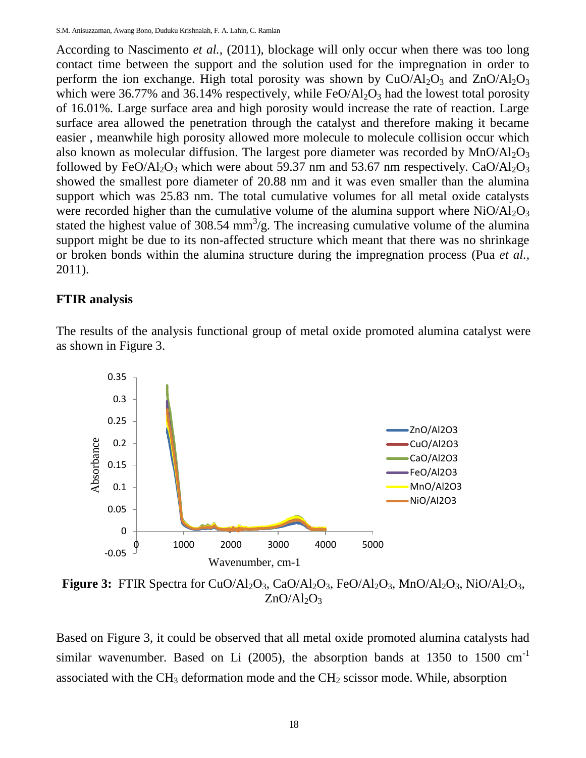According to Nascimento *et al.,* (2011), blockage will only occur when there was too long contact time between the support and the solution used for the impregnation in order to perform the ion exchange. High total porosity was shown by $CuO/Al_2O_3$ and $ZnO/Al_2O_3$ which were 36.77% and 36.14% respectively, while $FeO/Al_2O_3$ had the lowest total porosity of 16.01%. Large surface area and high porosity would increase the rate of reaction. Large surface area allowed the penetration through the catalyst and therefore making it became easier , meanwhile high porosity allowed more molecule to molecule collision occur which also known as molecular diffusion. The largest pore diameter was recorded by $MnO/Al_2O_3$ followed by $FeO/Al_2O_3$ which were about 59.37 nm and 53.67 nm respectively. $CaO/Al_2O_3$ showed the smallest pore diameter of 20.88 nm and it was even smaller than the alumina support which was 25.83 nm. The total cumulative volumes for all metal oxide catalysts were recorded higher than the cumulative volume of the alumina support where $NiO/Al_2O_3$ stated the highest value of 308.54 $mm^3/g$. The increasing cumulative volume of the alumina support might be due to its non-affected structure which meant that there was no shrinkage or broken bonds within the alumina structure during the impregnation process (Pua *et al.*, 2011).

## FTIR analysis

The results of the analysis functional group of metal oxide promoted alumina catalyst were as shown in Figure 3.

**Figure 3:** FTIR Spectra for $CuO/Al_2O_3$, $CaO/Al_2O_3$, $FeO/Al_2O_3$, $MnO/Al_2O_3$, $NiO/Al_2O_3$, $ZnO/Al_2O_3$

Based on Figure 3, it could be observed that all metal oxide promoted alumina catalysts had similar wavenumber. Based on Li (2005), the absorption bands at 1350 to 1500 $cm^{-1}$ associated with the $CH_3$ deformation mode and the $CH_2$ scissor mode. While, absorption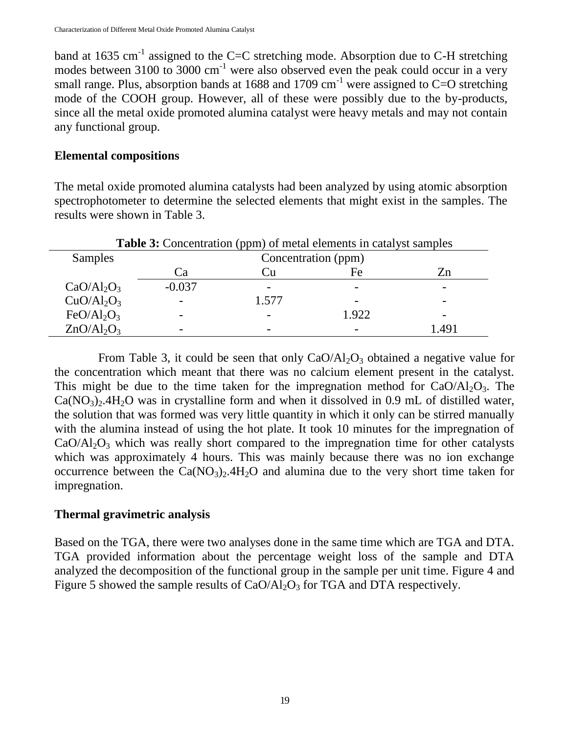band at 1635 $cm^{-1}$ assigned to the C=C stretching mode. Absorption due to C-H stretching modes between 3100 to 3000 $cm^{-1}$ were also observed even the peak could occur in a very small range. Plus, absorption bands at 1688 and 1709 $cm^{-1}$ were assigned to C=O stretching mode of the COOH group. However, all of these were possibly due to the by-products, since all the metal oxide promoted alumina catalyst were heavy metals and may not contain any functional group.

## Elemental compositions

The metal oxide promoted alumina catalysts had been analyzed by using atomic absorption spectrophotometer to determine the selected elements that might exist in the samples. The results were shown in Table 3.

**Table 3:** Concentration (ppm) of metal elements in catalyst samples

| Samples | Concentration (ppm) | | | |
|---|---|---|---|---|
| | Ca | Cu | Fe | Zn |
| $CaO/Al_2O_3$ | -0.037 | - | - | - |
| $CuO/Al_2O_3$ | - | 1.577 | - | - |
| $FeO/Al_2O_3$ | - | - | 1.922 | - |
| $ZnO/Al_2O_3$ | - | - | - | 1.491 |

From Table 3, it could be seen that only $CaO/Al_2O_3$ obtained a negative value for the concentration which meant that there was no calcium element present in the catalyst. This might be due to the time taken for the impregnation method for $CaO/Al_2O_3$. The $Ca(NO_3)_2.4H_2O$ was in crystalline form and when it dissolved in 0.9 mL of distilled water, the solution that was formed was very little quantity in which it only can be stirred manually with the alumina instead of using the hot plate. It took 10 minutes for the impregnation of $CaO/Al_2O_3$ which was really short compared to the impregnation time for other catalysts which was approximately 4 hours. This was mainly because there was no ion exchange occurrence between the $Ca(NO_3)_2.4H_2O$ and alumina due to the very short time taken for impregnation.

## Thermal gravimetric analysis

Based on the TGA, there were two analyses done in the same time which are TGA and DTA. TGA provided information about the percentage weight loss of the sample and DTA analyzed the decomposition of the functional group in the sample per unit time. Figure 4 and Figure 5 showed the sample results of $CaO/Al_2O_3$ for TGA and DTA respectively.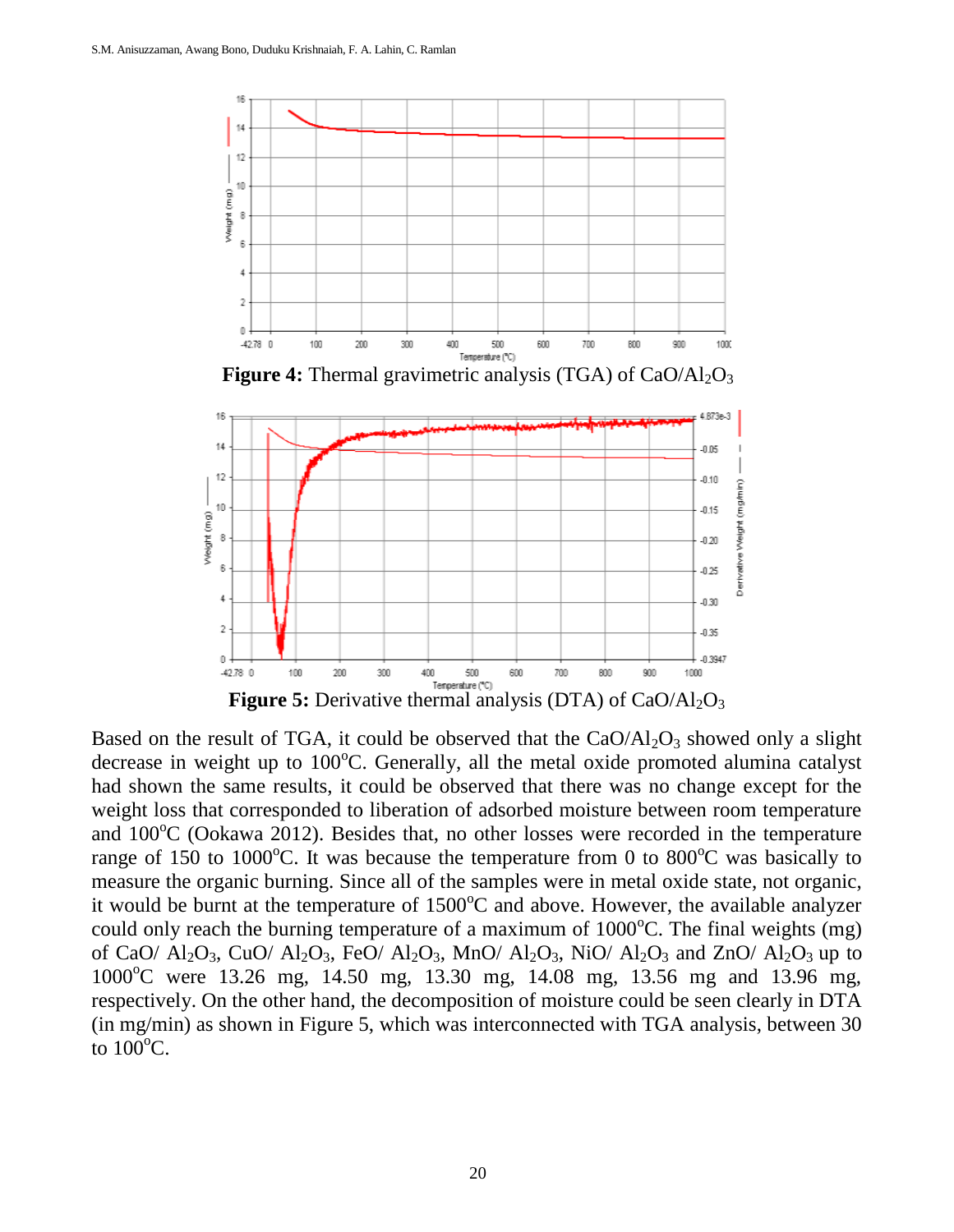**Figure 4:** Thermal gravimetric analysis (TGA) of $CaO/Al_2O_3$

**Figure 5:** Derivative thermal analysis (DTA) of $CaO/Al_2O_3$

Based on the result of TGA, it could be observed that the $CaO/Al_2O_3$ showed only a slight decrease in weight up to 100°C. Generally, all the metal oxide promoted alumina catalyst had shown the same results, it could be observed that there was no change except for the weight loss that corresponded to liberation of adsorbed moisture between room temperature and 100°C (Ookawa 2012). Besides that, no other losses were recorded in the temperature range of 150 to 1000°C. It was because the temperature from 0 to 800°C was basically to measure the organic burning. Since all of the samples were in metal oxide state, not organic, it would be burnt at the temperature of 1500°C and above. However, the available analyzer could only reach the burning temperature of a maximum of 1000°C. The final weights (mg) of $CaO/Al_2O_3$, $CuO/Al_2O_3$, $FeO/Al_2O_3$, $MnO/Al_2O_3$, $NiO/Al_2O_3$ and $ZnO/Al_2O_3$ up to 1000°C were 13.26 mg, 14.50 mg, 13.30 mg, 14.08 mg, 13.56 mg and 13.96 mg, respectively. On the other hand, the decomposition of moisture could be seen clearly in DTA (in mg/min) as shown in Figure 5, which was interconnected with TGA analysis, between 30 to 100°C.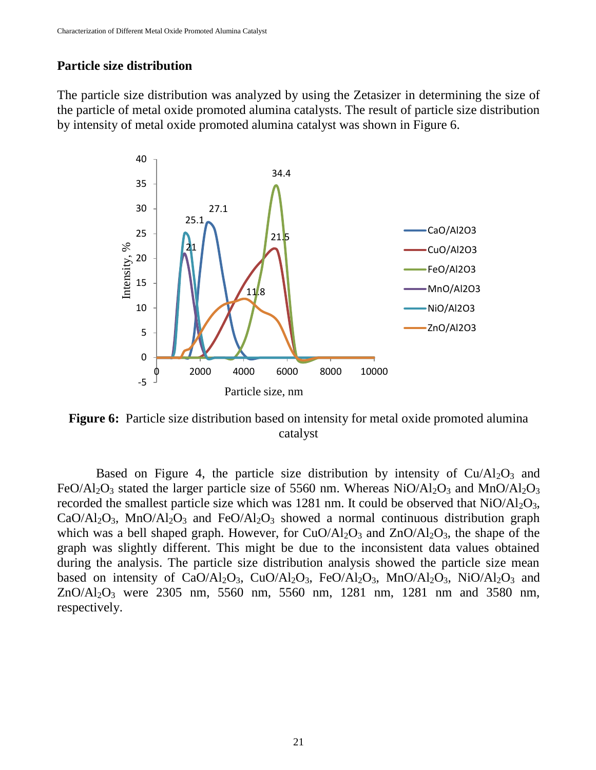## Particle size distribution

The particle size distribution was analyzed by using the Zetasizer in determining the size of the particle of metal oxide promoted alumina catalysts. The result of particle size distribution by intensity of metal oxide promoted alumina catalyst was shown in Figure 6.

**Figure 6:** Particle size distribution based on intensity for metal oxide promoted alumina catalyst

Based on Figure 4, the particle size distribution by intensity of $Cu/Al_2O_3$ and $FeO/Al_2O_3$ stated the larger particle size of 5560 nm. Whereas $NiO/Al_2O_3$ and $MnO/Al_2O_3$ recorded the smallest particle size which was 1281 nm. It could be observed that $NiO/Al_2O_3$, $CaO/Al_2O_3$, $MnO/Al_2O_3$ and $FeO/Al_2O_3$ showed a normal continuous distribution graph which was a bell shaped graph. However, for $CuO/Al_2O_3$ and $ZnO/Al_2O_3$, the shape of the graph was slightly different. This might be due to the inconsistent data values obtained during the analysis. The particle size distribution analysis showed the particle size mean based on intensity of $CaO/Al_2O_3$, $CuO/Al_2O_3$, $FeO/Al_2O_3$, $MnO/Al_2O_3$, $NiO/Al_2O_3$ and $ZnO/Al_2O_3$ were 2305 nm, 5560 nm, 5560 nm, 1281 nm, 1281 nm and 3580 nm, respectively.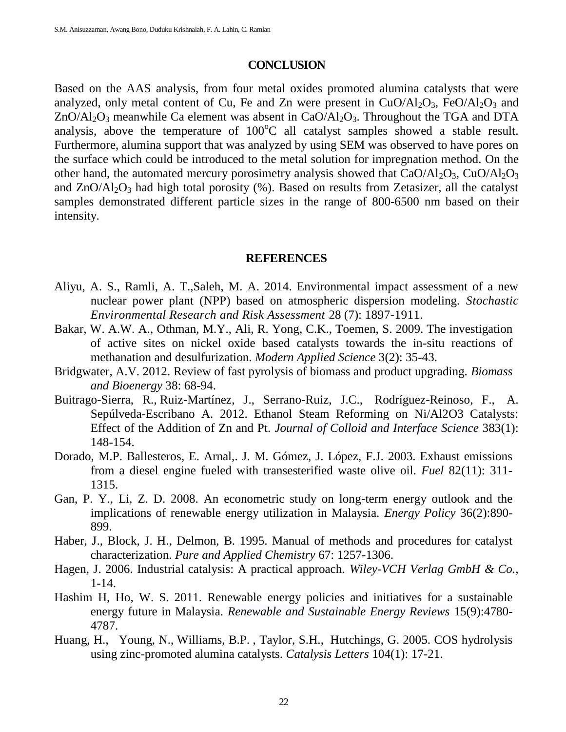## CONCLUSION

Based on the AAS analysis, from four metal oxides promoted alumina catalysts that were analyzed, only metal content of Cu, Fe and Zn were present in $CuO/Al_2O_3$, $FeO/Al_2O_3$ and $ZnO/Al_2O_3$ meanwhile Ca element was absent in $CaO/Al_2O_3$. Throughout the TGA and DTA analysis, above the temperature of $100^oC$ all catalyst samples showed a stable result. Furthermore, alumina support that was analyzed by using SEM was observed to have pores on the surface which could be introduced to the metal solution for impregnation method. On the other hand, the automated mercury porosimetry analysis showed that $CaO/Al_2O_3$, $CuO/Al_2O_3$ and $ZnO/Al_2O_3$ had high total porosity (%). Based on results from Zetasizer, all the catalyst samples demonstrated different particle sizes in the range of 800-6500 nm based on their intensity.

## REFERENCES

Aliyu, A. S., Ramli, A. T.,Saleh, M. A. 2014. Environmental impact assessment of a new nuclear power plant (NPP) based on atmospheric dispersion modeling. *Stochastic Environmental Research and Risk Assessment* 28 (7): 1897-1911.

Bakar, W. A.W. A., Othman, M.Y., Ali, R. Yong, C.K., Toemen, S. 2009. The investigation of active sites on nickel oxide based catalysts towards the in-situ reactions of methanation and desulfurization. *Modern Applied Science* 3(2): 35-43.

Bridgwater, A.V. 2012. Review of fast pyrolysis of biomass and product upgrading. *Biomass and Bioenergy* 38: 68-94.

Buitrago-Sierra, R., Ruiz-Martínez, J., Serrano-Ruiz, J.C., Rodríguez-Reinoso, F., A. Sepúlveda-Escribano A. 2012. Ethanol Steam Reforming on Ni/Al2O3 Catalysts: Effect of the Addition of Zn and Pt. *Journal of Colloid and Interface Science* 383(1): 148-154.

Dorado, M.P. Ballesteros, E. Arnal,. J. M. Gómez, J. López, F.J. 2003. Exhaust emissions from a diesel engine fueled with transesterified waste olive oil. *Fuel* 82(11): 311-1315.

Gan, P. Y., Li, Z. D. 2008. An econometric study on long-term energy outlook and the implications of renewable energy utilization in Malaysia. *Energy Policy* 36(2):890-899.

Haber, J., Block, J. H., Delmon, B. 1995. Manual of methods and procedures for catalyst characterization. *Pure and Applied Chemistry* 67: 1257-1306.

Hagen, J. 2006. Industrial catalysis: A practical approach. *Wiley-VCH Verlag GmbH & Co.*, 1-14.

Hashim H, Ho, W. S. 2011. Renewable energy policies and initiatives for a sustainable energy future in Malaysia. *Renewable and Sustainable Energy Reviews* 15(9):4780-4787.

Huang, H., Young, N., Williams, B.P. , Taylor, S.H., Hutchings, G. 2005. COS hydrolysis using zinc-promoted alumina catalysts. *Catalysis Letters* 104(1): 17-21.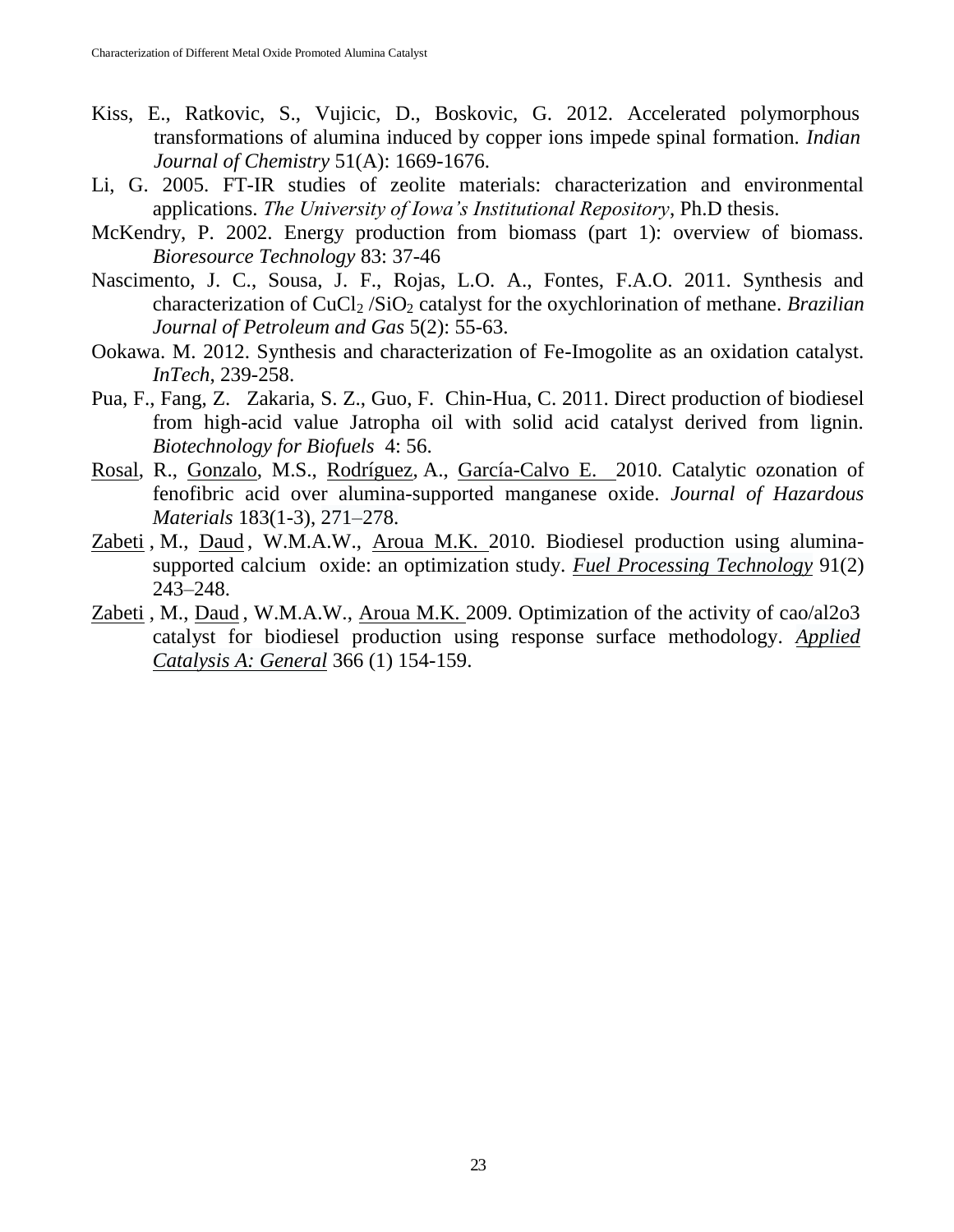Kiss, E., Ratkovic, S., Vujicic, D., Boskovic, G. 2012. Accelerated polymorphous transformations of alumina induced by copper ions impede spinal formation. *Indian Journal of Chemistry* 51(A): 1669-1676.

Li, G. 2005. FT-IR studies of zeolite materials: characterization and environmental applications. *The University of Iowa's Institutional Repository*, Ph.D thesis.

McKendry, P. 2002. Energy production from biomass (part 1): overview of biomass. *Bioresource Technology* 83: 37-46

Nascimento, J. C., Sousa, J. F., Rojas, L.O. A., Fontes, F.A.O. 2011. Synthesis and characterization of $CuCl_2$ /$SiO_2$ catalyst for the oxychlorination of methane. *Brazilian Journal of Petroleum and Gas* 5(2): 55-63.

Ookawa. M. 2012. Synthesis and characterization of Fe-Imogolite as an oxidation catalyst. *InTech*, 239-258.

Pua, F., Fang, Z. Zakaria, S. Z., Guo, F. Chin-Hua, C. 2011. Direct production of biodiesel from high-acid value Jatropha oil with solid acid catalyst derived from lignin. *Biotechnology for Biofuels* 4: 56.

Rosal, R., Gonzalo, M.S., Rodríguez, A., García-Calvo E. 2010. Catalytic ozonation of fenofibric acid over alumina-supported manganese oxide. *Journal of Hazardous Materials* 183(1-3), 271–278.

Zabeti , M., Daud , W.M.A.W., Aroua M.K. 2010. Biodiesel production using alumina-supported calcium oxide: an optimization study. *Fuel Processing Technology* 91(2) 243–248.

Zabeti , M., Daud , W.M.A.W., Aroua M.K. 2009. Optimization of the activity of cao/al2o3 catalyst for biodiesel production using response surface methodology. *Applied Catalysis A: General* 366 (1) 154-159.